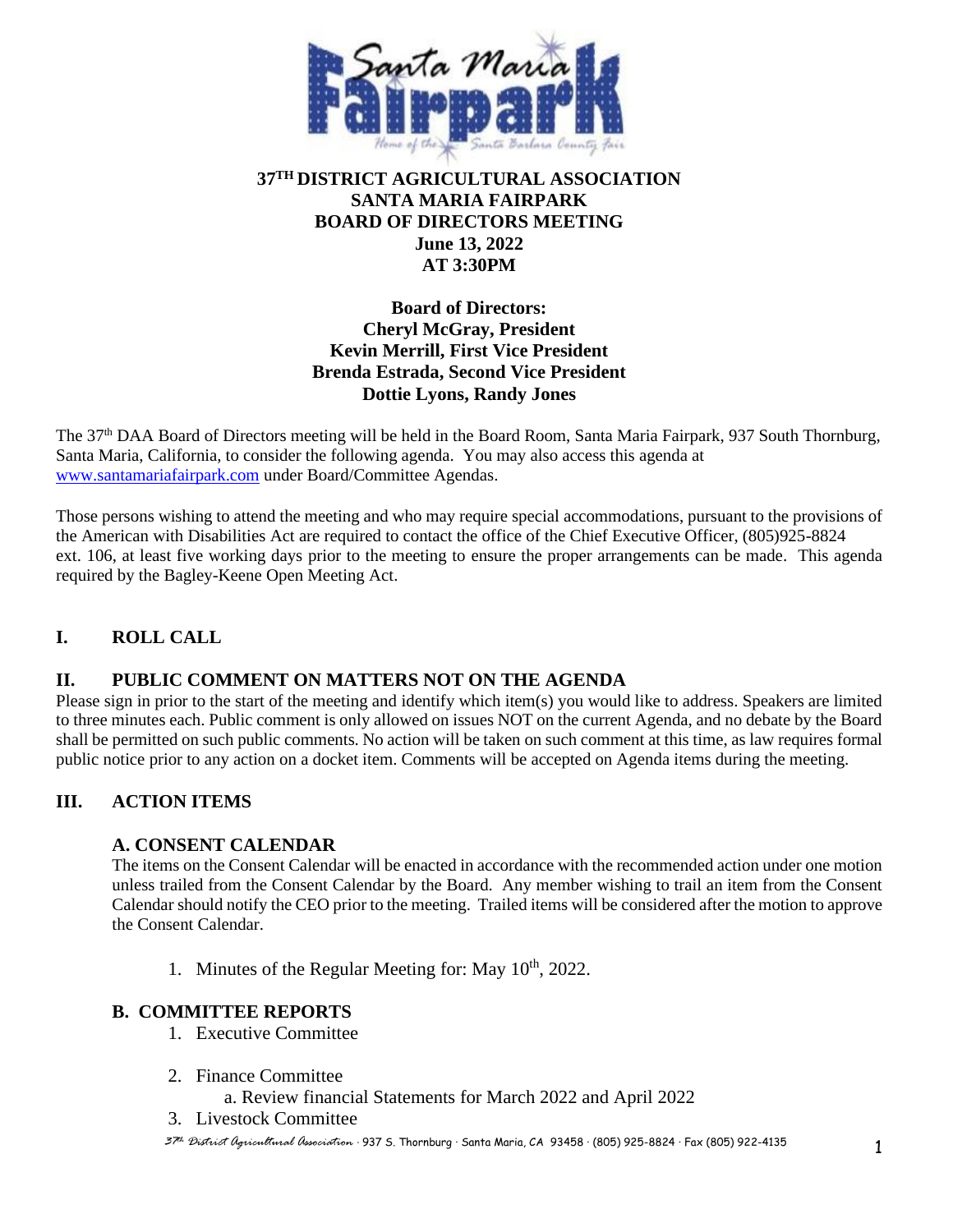# 37TH DISTRICT AGRICULTURAL ASSOCIATION
# SANTA MARIA FAIRPARK
# BOARD OF DIRECTORS MEETING
## June 13, 2022
## AT 3:30PM

**Board of Directors:**
**Cheryl McGray, President**
**Kevin Merrill, First Vice President**
**Brenda Estrada, Second Vice President**
**Dottie Lyons, Randy Jones**

The 37th DAA Board of Directors meeting will be held in the Board Room, Santa Maria Fairpark, 937 South Thornburg, Santa Maria, California, to consider the following agenda. You may also access this agenda at www.santamariafairpark.com under Board/Committee Agendas.

Those persons wishing to attend the meeting and who may require special accommodations, pursuant to the provisions of the American with Disabilities Act are required to contact the office of the Chief Executive Officer, (805)925-8824 ext. 106, at least five working days prior to the meeting to ensure the proper arrangements can be made. This agenda required by the Bagley-Keene Open Meeting Act.

## I. ROLL CALL

## II. PUBLIC COMMENT ON MATTERS NOT ON THE AGENDA

Please sign in prior to the start of the meeting and identify which item(s) you would like to address. Speakers are limited to three minutes each. Public comment is only allowed on issues NOT on the current Agenda, and no debate by the Board shall be permitted on such public comments. No action will be taken on such comment at this time, as law requires formal public notice prior to any action on a docket item. Comments will be accepted on Agenda items during the meeting.

## III. ACTION ITEMS

### A. CONSENT CALENDAR

The items on the Consent Calendar will be enacted in accordance with the recommended action under one motion unless trailed from the Consent Calendar by the Board. Any member wishing to trail an item from the Consent Calendar should notify the CEO prior to the meeting. Trailed items will be considered after the motion to approve the Consent Calendar.

1. Minutes of the Regular Meeting for: May 10th, 2022.

### B. COMMITTEE REPORTS

1. Executive Committee
2. Finance Committee
   a. Review financial Statements for March 2022 and April 2022
3. Livestock Committee

37th District Agricultural Association · 937 S. Thornburg · Santa Maria, CA 93458 · (805) 925-8824 · Fax (805) 922-4135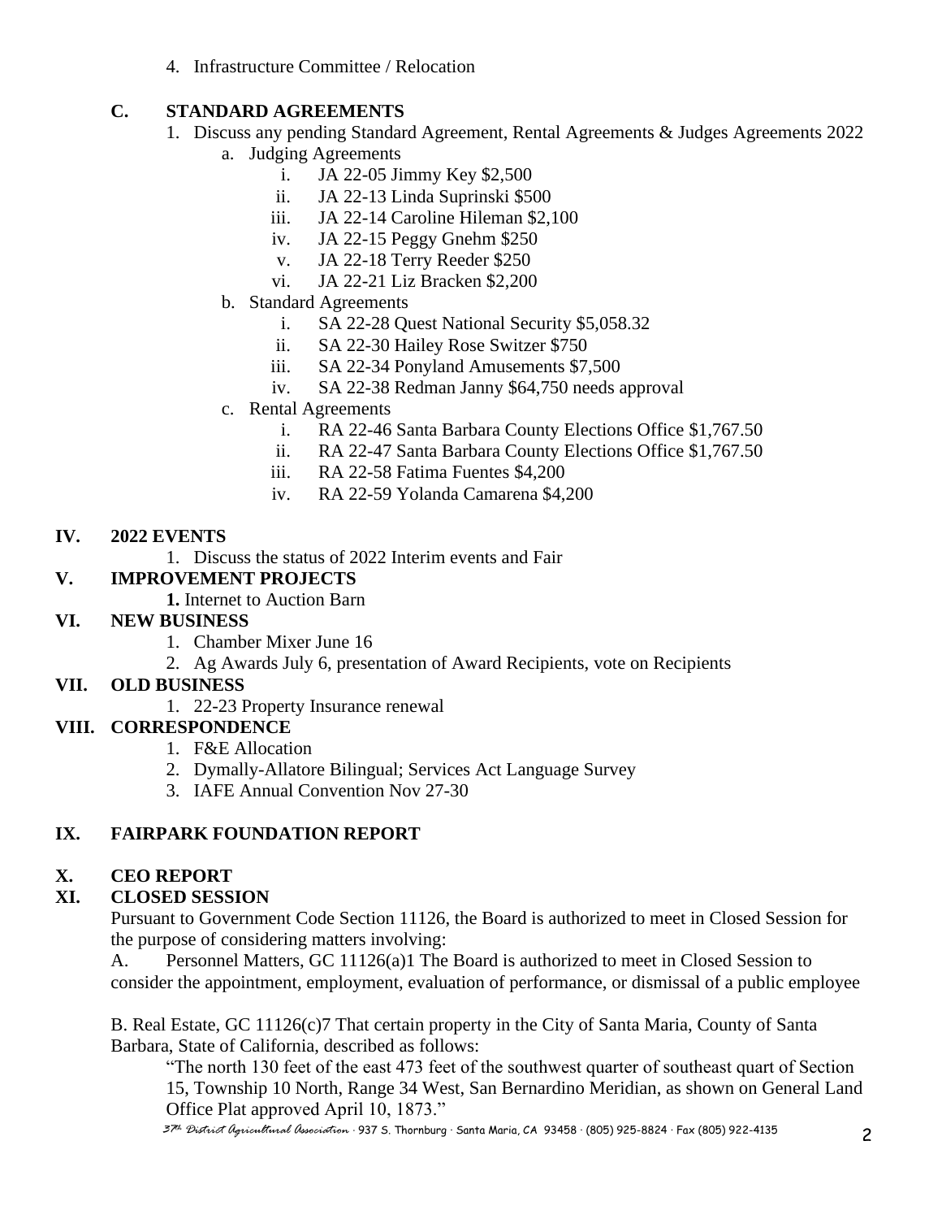4. Infrastructure Committee / Relocation

**C. STANDARD AGREEMENTS**

1. Discuss any pending Standard Agreement, Rental Agreements & Judges Agreements 2022
   a. Judging Agreements
      i. JA 22-05 Jimmy Key $2,500
      ii. JA 22-13 Linda Suprinski $500
      iii. JA 22-14 Caroline Hileman $2,100
      iv. JA 22-15 Peggy Gnehm $250
      v. JA 22-18 Terry Reeder $250
      vi. JA 22-21 Liz Bracken $2,200
   b. Standard Agreements
      i. SA 22-28 Quest National Security $5,058.32
      ii. SA 22-30 Hailey Rose Switzer $750
      iii. SA 22-34 Ponyland Amusements $7,500
      iv. SA 22-38 Redman Janny $64,750 needs approval
   c. Rental Agreements
      i. RA 22-46 Santa Barbara County Elections Office $1,767.50
      ii. RA 22-47 Santa Barbara County Elections Office $1,767.50
      iii. RA 22-58 Fatima Fuentes $4,200
      iv. RA 22-59 Yolanda Camarena $4,200

**IV. 2022 EVENTS**

1. Discuss the status of 2022 Interim events and Fair

**V. IMPROVEMENT PROJECTS**

**1.** Internet to Auction Barn

**VI. NEW BUSINESS**

1. Chamber Mixer June 16
2. Ag Awards July 6, presentation of Award Recipients, vote on Recipients

**VII. OLD BUSINESS**

1. 22-23 Property Insurance renewal

**VIII. CORRESPONDENCE**

1. F&E Allocation
2. Dymally-Allatore Bilingual; Services Act Language Survey
3. IAFE Annual Convention Nov 27-30

**IX. FAIRPARK FOUNDATION REPORT**

**X. CEO REPORT**

**XI. CLOSED SESSION**

Pursuant to Government Code Section 11126, the Board is authorized to meet in Closed Session for the purpose of considering matters involving:

A. Personnel Matters, GC 11126(a)1 The Board is authorized to meet in Closed Session to consider the appointment, employment, evaluation of performance, or dismissal of a public employee

B. Real Estate, GC 11126(c)7 That certain property in the City of Santa Maria, County of Santa Barbara, State of California, described as follows:

"The north 130 feet of the east 473 feet of the southwest quarter of southeast quart of Section 15, Township 10 North, Range 34 West, San Bernardino Meridian, as shown on General Land Office Plat approved April 10, 1873."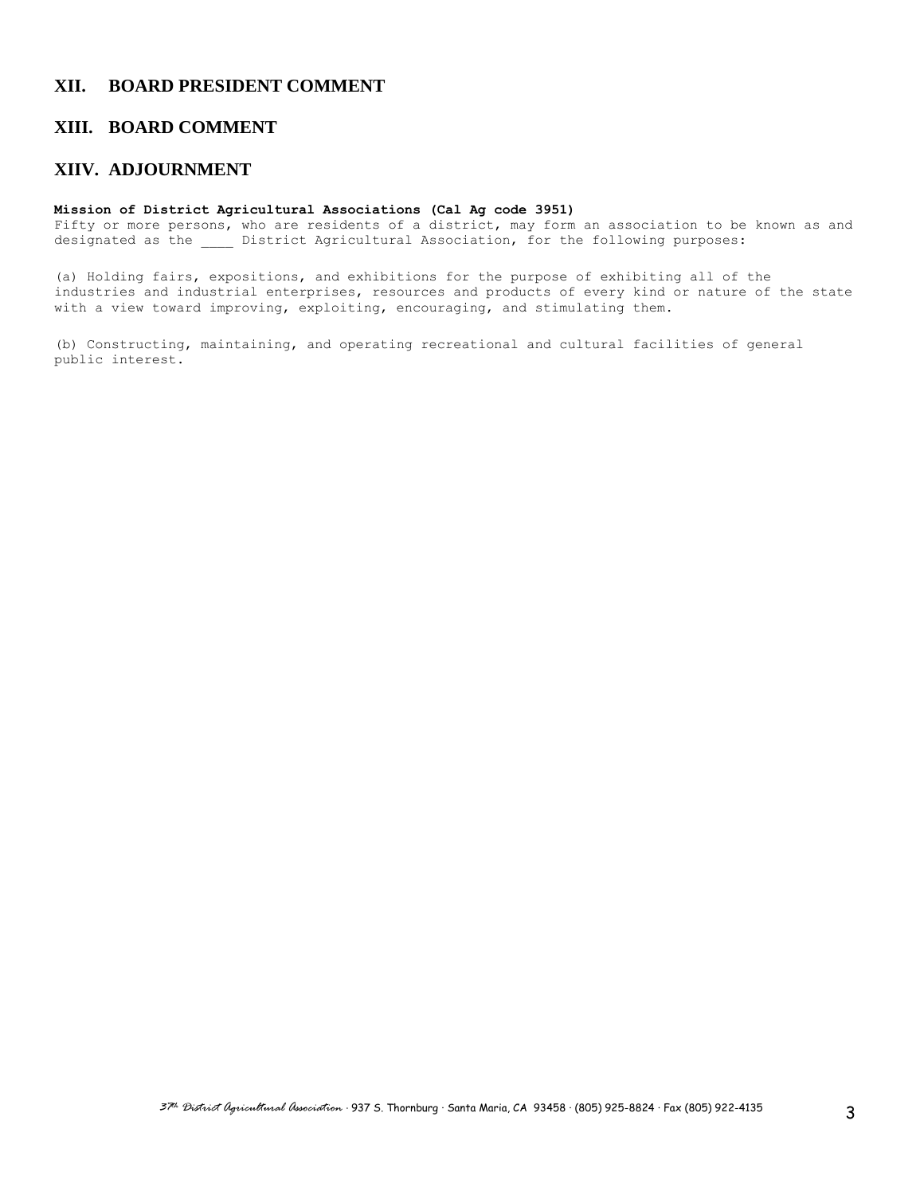## XII. BOARD PRESIDENT COMMENT

## XIII. BOARD COMMENT

## XIIV. ADJOURNMENT

**Mission of District Agricultural Associations (Cal Ag code 3951)**
Fifty or more persons, who are residents of a district, may form an association to be known as and designated as the ____ District Agricultural Association, for the following purposes:

(a) Holding fairs, expositions, and exhibitions for the purpose of exhibiting all of the industries and industrial enterprises, resources and products of every kind or nature of the state with a view toward improving, exploiting, encouraging, and stimulating them.

(b) Constructing, maintaining, and operating recreational and cultural facilities of general public interest.